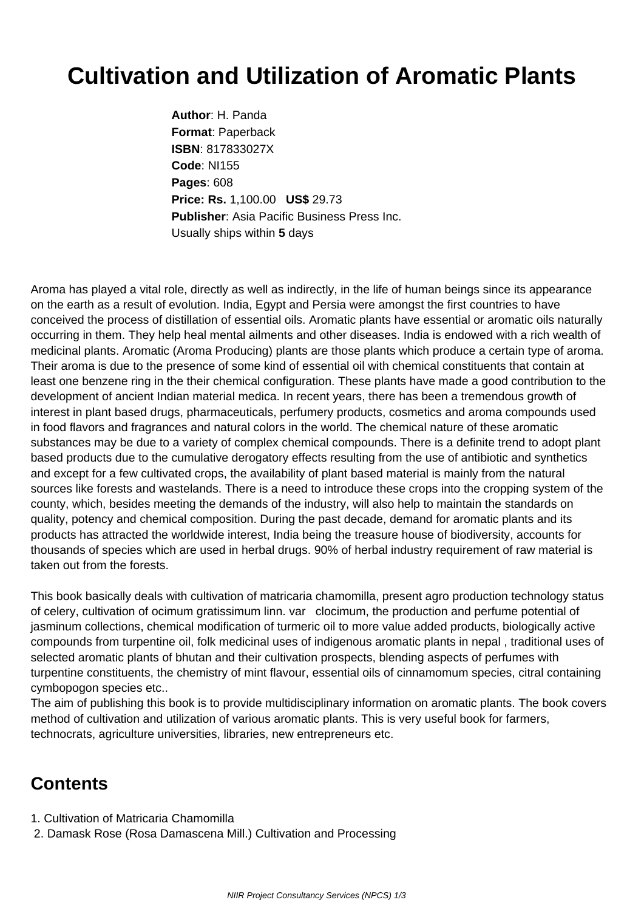# Cultivation and Utilization of Aromatic Plants

**Author**: H. Panda
**Format**: Paperback
**ISBN**: 817833027X
**Code**: NI155
**Pages**: 608
**Price: Rs.** 1,100.00 **US$** 29.73
**Publisher**: Asia Pacific Business Press Inc.
Usually ships within **5** days

Aroma has played a vital role, directly as well as indirectly, in the life of human beings since its appearance on the earth as a result of evolution. India, Egypt and Persia were amongst the first countries to have conceived the process of distillation of essential oils. Aromatic plants have essential or aromatic oils naturally occurring in them. They help heal mental ailments and other diseases. India is endowed with a rich wealth of medicinal plants. Aromatic (Aroma Producing) plants are those plants which produce a certain type of aroma. Their aroma is due to the presence of some kind of essential oil with chemical constituents that contain at least one benzene ring in the their chemical configuration. These plants have made a good contribution to the development of ancient Indian material medica. In recent years, there has been a tremendous growth of interest in plant based drugs, pharmaceuticals, perfumery products, cosmetics and aroma compounds used in food flavors and fragrances and natural colors in the world. The chemical nature of these aromatic substances may be due to a variety of complex chemical compounds. There is a definite trend to adopt plant based products due to the cumulative derogatory effects resulting from the use of antibiotic and synthetics and except for a few cultivated crops, the availability of plant based material is mainly from the natural sources like forests and wastelands. There is a need to introduce these crops into the cropping system of the county, which, besides meeting the demands of the industry, will also help to maintain the standards on quality, potency and chemical composition. During the past decade, demand for aromatic plants and its products has attracted the worldwide interest, India being the treasure house of biodiversity, accounts for thousands of species which are used in herbal drugs. 90% of herbal industry requirement of raw material is taken out from the forests.

This book basically deals with cultivation of matricaria chamomilla, present agro production technology status of celery, cultivation of ocimum gratissimum linn. var clocimum, the production and perfume potential of jasminum collections, chemical modification of turmeric oil to more value added products, biologically active compounds from turpentine oil, folk medicinal uses of indigenous aromatic plants in nepal , traditional uses of selected aromatic plants of bhutan and their cultivation prospects, blending aspects of perfumes with turpentine constituents, the chemistry of mint flavour, essential oils of cinnamomum species, citral containing cymbopogon species etc..
The aim of publishing this book is to provide multidisciplinary information on aromatic plants. The book covers method of cultivation and utilization of various aromatic plants. This is very useful book for farmers, technocrats, agriculture universities, libraries, new entrepreneurs etc.

## Contents

1. Cultivation of Matricaria Chamomilla
2. Damask Rose (Rosa Damascena Mill.) Cultivation and Processing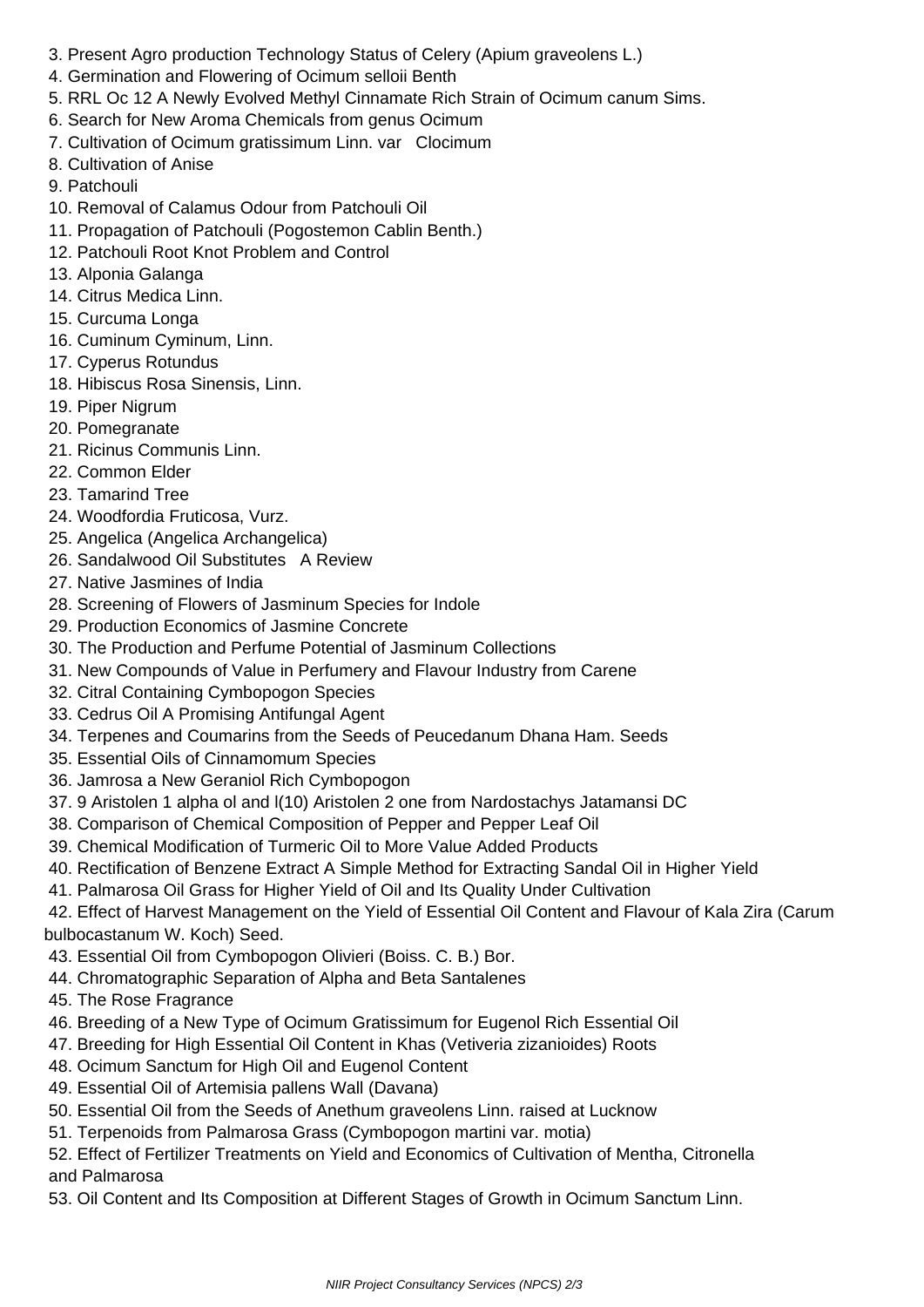3. Present Agro production Technology Status of Celery (Apium graveolens L.)
4. Germination and Flowering of Ocimum selloii Benth
5. RRL Oc 12 A Newly Evolved Methyl Cinnamate Rich Strain of Ocimum canum Sims.
6. Search for New Aroma Chemicals from genus Ocimum
7. Cultivation of Ocimum gratissimum Linn. var   Clocimum
8. Cultivation of Anise
9. Patchouli
10. Removal of Calamus Odour from Patchouli Oil
11. Propagation of Patchouli (Pogostemon Cablin Benth.)
12. Patchouli Root Knot Problem and Control
13. Alponia Galanga
14. Citrus Medica Linn.
15. Curcuma Longa
16. Cuminum Cyminum, Linn.
17. Cyperus Rotundus
18. Hibiscus Rosa Sinensis, Linn.
19. Piper Nigrum
20. Pomegranate
21. Ricinus Communis Linn.
22. Common Elder
23. Tamarind Tree
24. Woodfordia Fruticosa, Vurz.
25. Angelica (Angelica Archangelica)
26. Sandalwood Oil Substitutes   A Review
27. Native Jasmines of India
28. Screening of Flowers of Jasminum Species for Indole
29. Production Economics of Jasmine Concrete
30. The Production and Perfume Potential of Jasminum Collections
31. New Compounds of Value in Perfumery and Flavour Industry from Carene
32. Citral Containing Cymbopogon Species
33. Cedrus Oil A Promising Antifungal Agent
34. Terpenes and Coumarins from the Seeds of Peucedanum Dhana Ham. Seeds
35. Essential Oils of Cinnamomum Species
36. Jamrosa a New Geraniol Rich Cymbopogon
37. 9 Aristolen 1 alpha ol and l(10) Aristolen 2 one from Nardostachys Jatamansi DC
38. Comparison of Chemical Composition of Pepper and Pepper Leaf Oil
39. Chemical Modification of Turmeric Oil to More Value Added Products
40. Rectification of Benzene Extract A Simple Method for Extracting Sandal Oil in Higher Yield
41. Palmarosa Oil Grass for Higher Yield of Oil and Its Quality Under Cultivation
42. Effect of Harvest Management on the Yield of Essential Oil Content and Flavour of Kala Zira (Carum bulbocastanum W. Koch) Seed.
43. Essential Oil from Cymbopogon Olivieri (Boiss. C. B.) Bor.
44. Chromatographic Separation of Alpha and Beta Santalenes
45. The Rose Fragrance
46. Breeding of a New Type of Ocimum Gratissimum for Eugenol Rich Essential Oil
47. Breeding for High Essential Oil Content in Khas (Vetiveria zizanioides) Roots
48. Ocimum Sanctum for High Oil and Eugenol Content
49. Essential Oil of Artemisia pallens Wall (Davana)
50. Essential Oil from the Seeds of Anethum graveolens Linn. raised at Lucknow
51. Terpenoids from Palmarosa Grass (Cymbopogon martini var. motia)
52. Effect of Fertilizer Treatments on Yield and Economics of Cultivation of Mentha, Citronella and Palmarosa
53. Oil Content and Its Composition at Different Stages of Growth in Ocimum Sanctum Linn.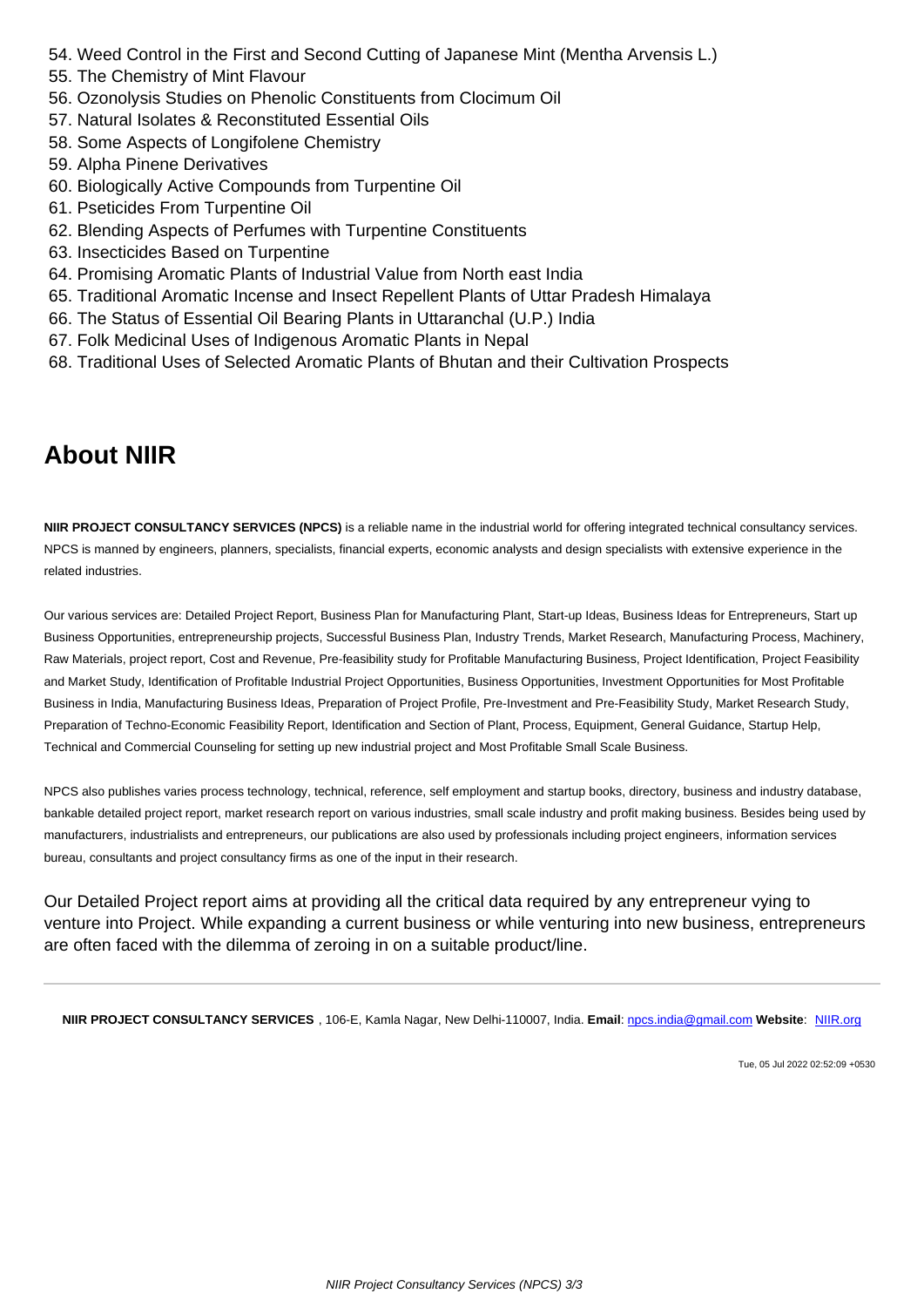54. Weed Control in the First and Second Cutting of Japanese Mint (Mentha Arvensis L.)
55. The Chemistry of Mint Flavour
56. Ozonolysis Studies on Phenolic Constituents from Clocimum Oil
57. Natural Isolates & Reconstituted Essential Oils
58. Some Aspects of Longifolene Chemistry
59. Alpha Pinene Derivatives
60. Biologically Active Compounds from Turpentine Oil
61. Pseticides From Turpentine Oil
62. Blending Aspects of Perfumes with Turpentine Constituents
63. Insecticides Based on Turpentine
64. Promising Aromatic Plants of Industrial Value from North east India
65. Traditional Aromatic Incense and Insect Repellent Plants of Uttar Pradesh Himalaya
66. The Status of Essential Oil Bearing Plants in Uttaranchal (U.P.) India
67. Folk Medicinal Uses of Indigenous Aromatic Plants in Nepal
68. Traditional Uses of Selected Aromatic Plants of Bhutan and their Cultivation Prospects

## About NIIR

**NIIR PROJECT CONSULTANCY SERVICES (NPCS)** is a reliable name in the industrial world for offering integrated technical consultancy services. NPCS is manned by engineers, planners, specialists, financial experts, economic analysts and design specialists with extensive experience in the related industries.

Our various services are: Detailed Project Report, Business Plan for Manufacturing Plant, Start-up Ideas, Business Ideas for Entrepreneurs, Start up Business Opportunities, entrepreneurship projects, Successful Business Plan, Industry Trends, Market Research, Manufacturing Process, Machinery, Raw Materials, project report, Cost and Revenue, Pre-feasibility study for Profitable Manufacturing Business, Project Identification, Project Feasibility and Market Study, Identification of Profitable Industrial Project Opportunities, Business Opportunities, Investment Opportunities for Most Profitable Business in India, Manufacturing Business Ideas, Preparation of Project Profile, Pre-Investment and Pre-Feasibility Study, Market Research Study, Preparation of Techno-Economic Feasibility Report, Identification and Section of Plant, Process, Equipment, General Guidance, Startup Help, Technical and Commercial Counseling for setting up new industrial project and Most Profitable Small Scale Business.

NPCS also publishes varies process technology, technical, reference, self employment and startup books, directory, business and industry database, bankable detailed project report, market research report on various industries, small scale industry and profit making business. Besides being used by manufacturers, industrialists and entrepreneurs, our publications are also used by professionals including project engineers, information services bureau, consultants and project consultancy firms as one of the input in their research.

Our Detailed Project report aims at providing all the critical data required by any entrepreneur vying to venture into Project. While expanding a current business or while venturing into new business, entrepreneurs are often faced with the dilemma of zeroing in on a suitable product/line.

---

**NIIR PROJECT CONSULTANCY SERVICES** , 106-E, Kamla Nagar, New Delhi-110007, India. **Email**: npcs.india@gmail.com **Website**: NIIR.org

Tue, 05 Jul 2022 02:52:09 +0530